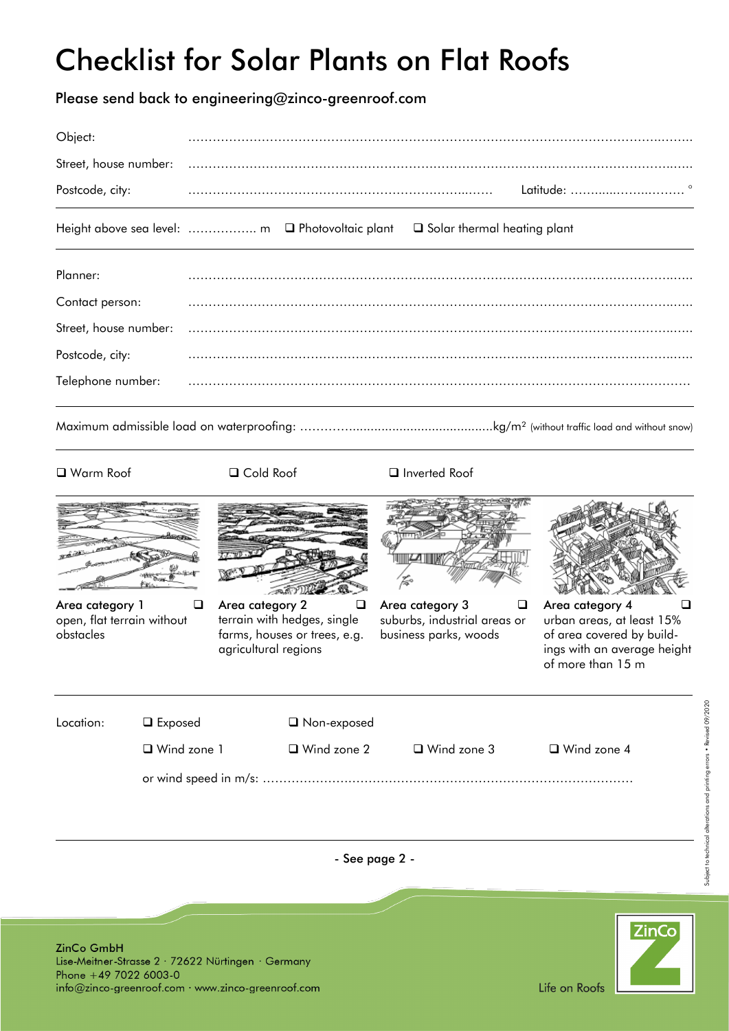# Checklist for Solar Plants on Flat Roofs

**Please send back to engineering@zinco-greenroof.com**

Object: ..........................................................................................................................

Street, house number: ..........................................................................................................................

Postcode, city: .......................................................................... Latitude: .............................. °

Height above sea level: ................. m ❑ Photovoltaic plant ❑ Solar thermal heating plant

---

Planner: ..........................................................................................................................

Contact person: ..........................................................................................................................

Street, house number: ..........................................................................................................................

Postcode, city: ..........................................................................................................................

Telephone number: ..........................................................................................................................

---

Maximum admissible load on waterproofing: ....................................................kg/m² (without traffic load and without snow)

---

❑ Warm Roof ❑ Cold Roof ❑ Inverted Roof

---

**Area category 1** ❑
open, flat terrain without obstacles

**Area category 2** ❑
terrain with hedges, single farms, houses or trees, e.g. agricultural regions

**Area category 3** ❑
suburbs, industrial areas or business parks, woods

**Area category 4** ❑
urban areas, at least 15% of area covered by buildings with an average height of more than 15 m

---

Location: ❑ Exposed ❑ Non-exposed

❑ Wind zone 1 ❑ Wind zone 2 ❑ Wind zone 3 ❑ Wind zone 4

or wind speed in m/s: ..........................................................................................

---

- See page 2 -

Subject to technical alterations and printing errors • Revised 09/2020

ZinCo GmbH
Lise-Meitner-Strasse 2 · 72622 Nürtingen · Germany
Phone +49 7022 6003-0
info@zinco-greenroof.com · www.zinco-greenroof.com

ZinCo Life on Roofs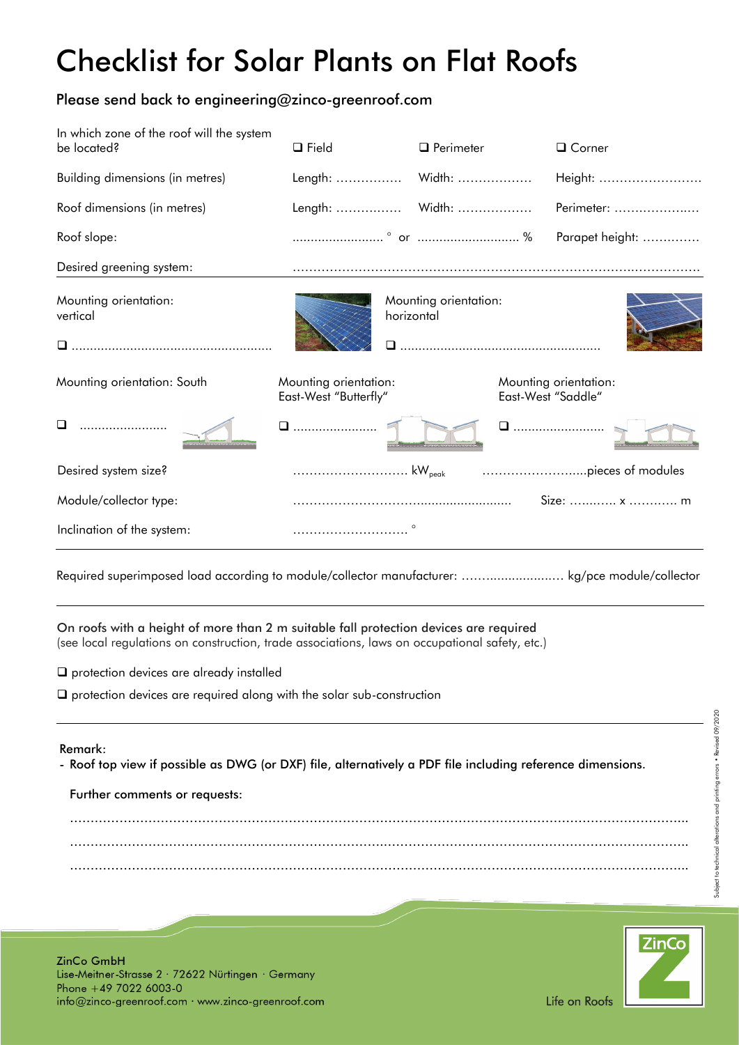# Checklist for Solar Plants on Flat Roofs

### Please send back to engineering@zinco-greenroof.com

| | | | |
|---|---|---|---|
| In which zone of the roof will the system be located? | ❑ Field | ❑ Perimeter | ❑ Corner |
| Building dimensions (in metres) | Length: ................ | Width: .................. | Height: ......................... |
| Roof dimensions (in metres) | Length: ................ | Width: .................. | Perimeter: ...................... |
| Roof slope: | ........................ ° or | ........................... % | Parapet height: .............. |
| Desired greening system: | ........................................................................................................ | | |

Mounting orientation: vertical

❑ ......................................................

Mounting orientation: horizontal

❑ ......................................................

Mounting orientation: South

❑ ........................

Mounting orientation: East-West "Butterfly"

❑ ........................

Mounting orientation: East-West "Saddle"

❑ ........................

| | | |
|---|---|---|
| Desired system size? | ............................ $kW_{peak}$ | .........................pieces of modules |
| Module/collector type: | ........................................................ | Size: ............ x ............ m |
| Inclination of the system: | ............................ ° | |

Required superimposed load according to module/collector manufacturer: .......................... kg/pce module/collector

On roofs with a height of more than 2 m suitable fall protection devices are required
(see local regulations on construction, trade associations, laws on occupational safety, etc.)

❑ protection devices are already installed

❑ protection devices are required along with the solar sub-construction

Remark:
- Roof top view if possible as DWG (or DXF) file, alternatively a PDF file including reference dimensions.

Further comments or requests:

..............................................................................................................................................

..............................................................................................................................................

..............................................................................................................................................

Subject to technical alterations and printing errors • Revised 09/2020

ZinCo GmbH
Lise-Meitner-Strasse 2 · 72622 Nürtingen · Germany
Phone +49 7022 6003-0
info@zinco-greenroof.com · www.zinco-greenroof.com

Life on Roofs